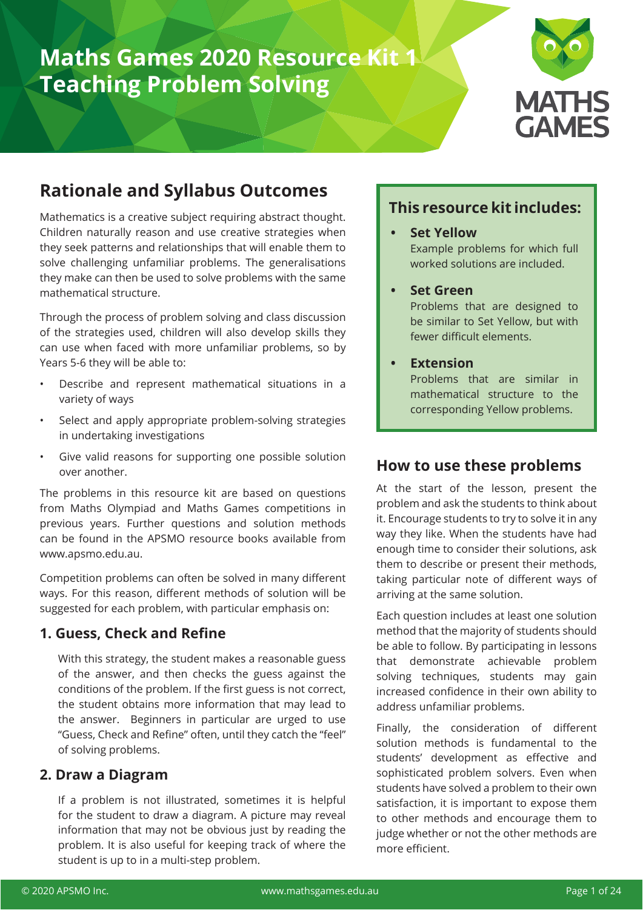# Maths Games 2020 Resource Kit 1
# Teaching Problem Solving

## Rationale and Syllabus Outcomes

Mathematics is a creative subject requiring abstract thought. Children naturally reason and use creative strategies when they seek patterns and relationships that will enable them to solve challenging unfamiliar problems. The generalisations they make can then be used to solve problems with the same mathematical structure.

Through the process of problem solving and class discussion of the strategies used, children will also develop skills they can use when faced with more unfamiliar problems, so by Years 5-6 they will be able to:

- Describe and represent mathematical situations in a variety of ways
- Select and apply appropriate problem-solving strategies in undertaking investigations
- Give valid reasons for supporting one possible solution over another.

The problems in this resource kit are based on questions from Maths Olympiad and Maths Games competitions in previous years. Further questions and solution methods can be found in the APSMO resource books available from www.apsmo.edu.au.

Competition problems can often be solved in many different ways. For this reason, different methods of solution will be suggested for each problem, with particular emphasis on:

### 1. Guess, Check and Refine

With this strategy, the student makes a reasonable guess of the answer, and then checks the guess against the conditions of the problem. If the first guess is not correct, the student obtains more information that may lead to the answer. Beginners in particular are urged to use "Guess, Check and Refine" often, until they catch the "feel" of solving problems.

### 2. Draw a Diagram

If a problem is not illustrated, sometimes it is helpful for the student to draw a diagram. A picture may reveal information that may not be obvious just by reading the problem. It is also useful for keeping track of where the student is up to in a multi-step problem.

## This resource kit includes:

- **Set Yellow**
  Example problems for which full worked solutions are included.
- **Set Green**
  Problems that are designed to be similar to Set Yellow, but with fewer difficult elements.
- **Extension**
  Problems that are similar in mathematical structure to the corresponding Yellow problems.

## How to use these problems

At the start of the lesson, present the problem and ask the students to think about it. Encourage students to try to solve it in any way they like. When the students have had enough time to consider their solutions, ask them to describe or present their methods, taking particular note of different ways of arriving at the same solution.

Each question includes at least one solution method that the majority of students should be able to follow. By participating in lessons that demonstrate achievable problem solving techniques, students may gain increased confidence in their own ability to address unfamiliar problems.

Finally, the consideration of different solution methods is fundamental to the students' development as effective and sophisticated problem solvers. Even when students have solved a problem to their own satisfaction, it is important to expose them to other methods and encourage them to judge whether or not the other methods are more efficient.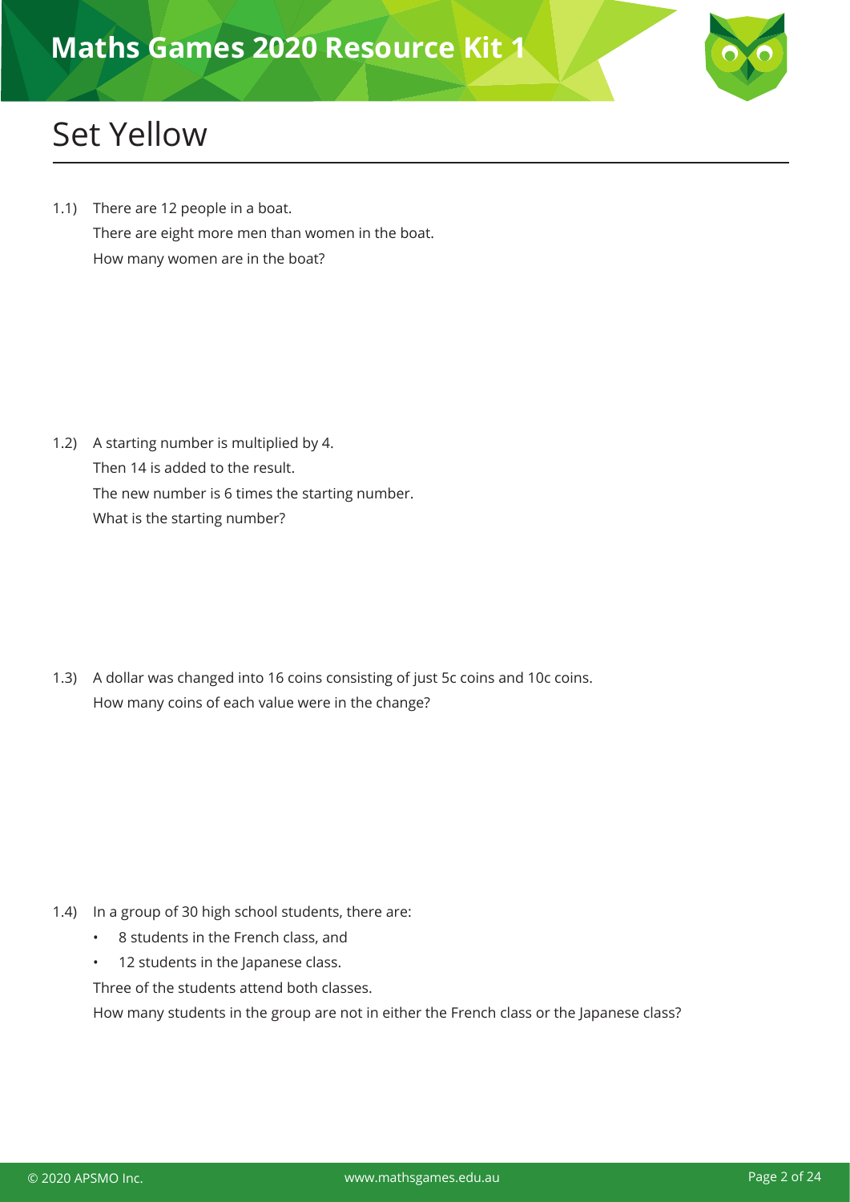# Set Yellow

1.1) There are 12 people in a boat.
There are eight more men than women in the boat.
How many women are in the boat?

1.2) A starting number is multiplied by 4.
Then 14 is added to the result.
The new number is 6 times the starting number.
What is the starting number?

1.3) A dollar was changed into 16 coins consisting of just 5c coins and 10c coins.
How many coins of each value were in the change?

1.4) In a group of 30 high school students, there are:

- 8 students in the French class, and
- 12 students in the Japanese class.

Three of the students attend both classes.
How many students in the group are not in either the French class or the Japanese class?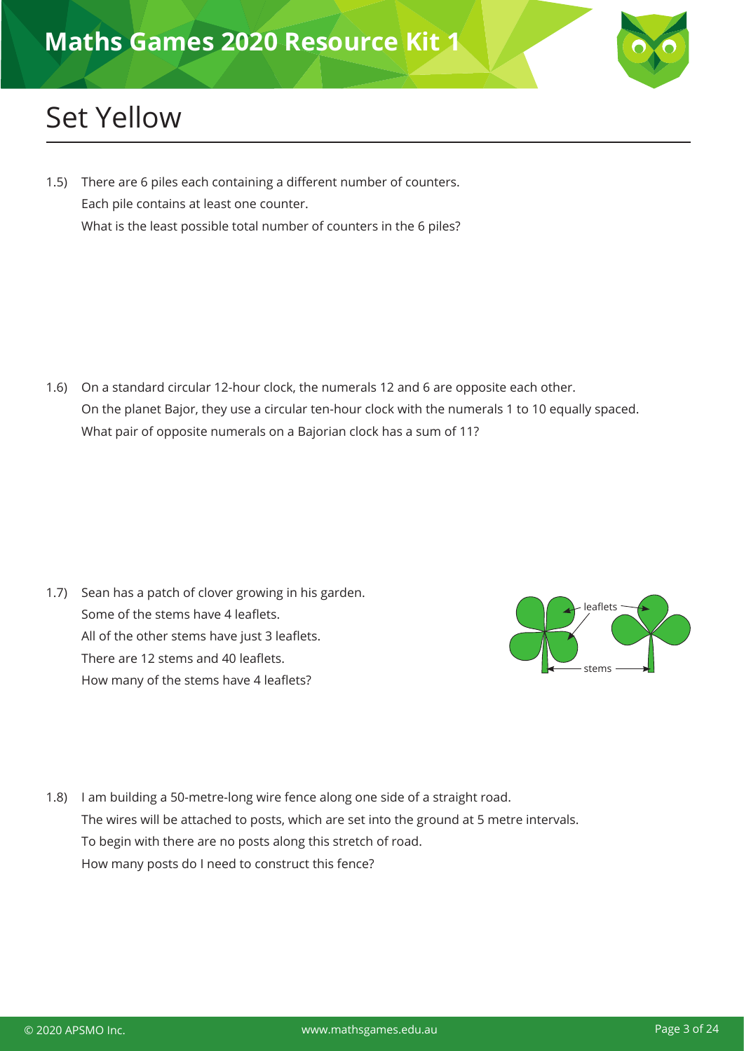# Set Yellow

1.5) There are 6 piles each containing a different number of counters.
Each pile contains at least one counter.
What is the least possible total number of counters in the 6 piles?

1.6) On a standard circular 12-hour clock, the numerals 12 and 6 are opposite each other.
On the planet Bajor, they use a circular ten-hour clock with the numerals 1 to 10 equally spaced.
What pair of opposite numerals on a Bajorian clock has a sum of 11?

1.7) Sean has a patch of clover growing in his garden.
Some of the stems have 4 leaflets.
All of the other stems have just 3 leaflets.
There are 12 stems and 40 leaflets.
How many of the stems have 4 leaflets?

1.8) I am building a 50-metre-long wire fence along one side of a straight road.
The wires will be attached to posts, which are set into the ground at 5 metre intervals.
To begin with there are no posts along this stretch of road.
How many posts do I need to construct this fence?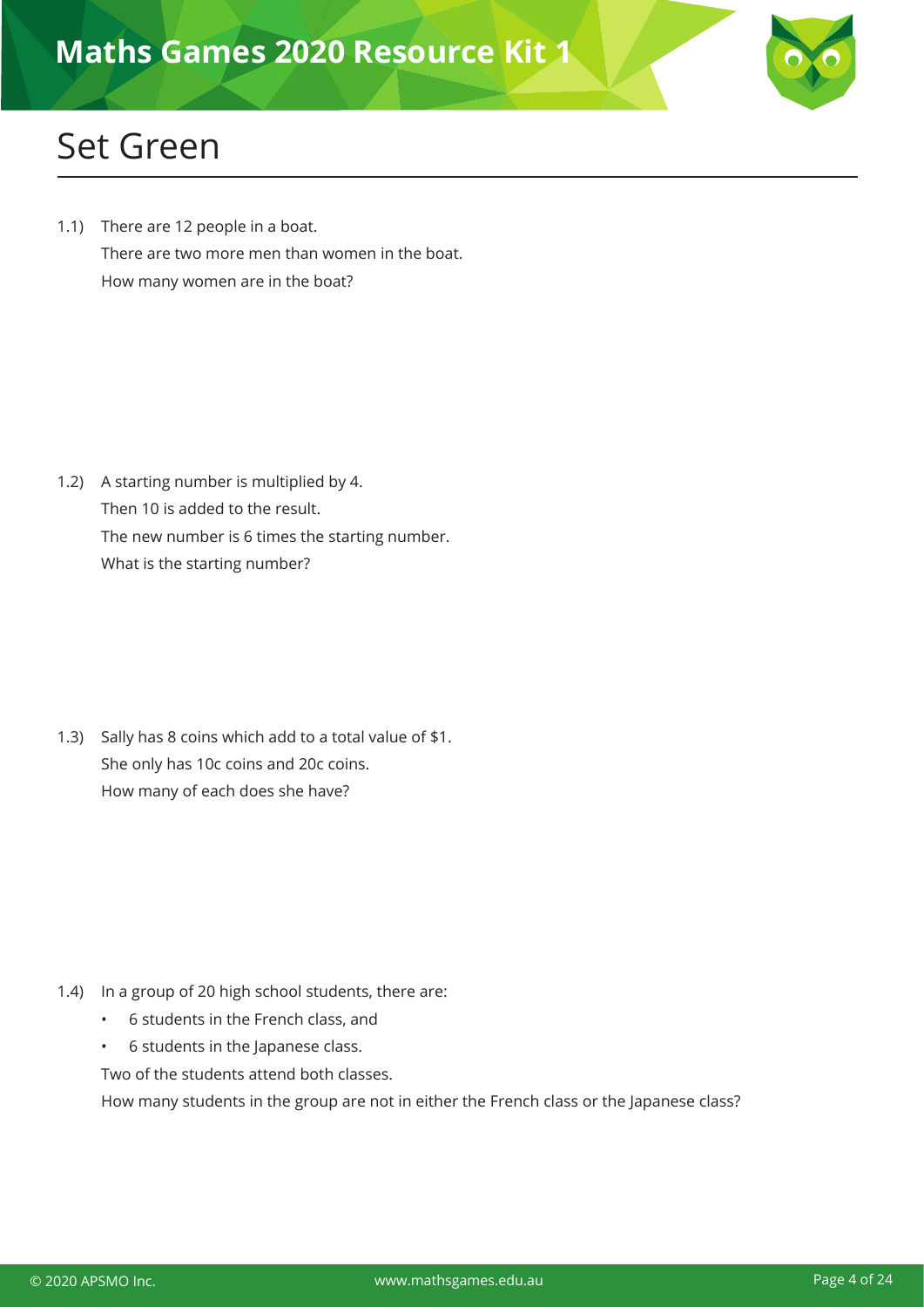# Maths Games 2020 Resource Kit 1

## Set Green

1.1) There are 12 people in a boat.
There are two more men than women in the boat.
How many women are in the boat?

1.2) A starting number is multiplied by 4.
Then 10 is added to the result.
The new number is 6 times the starting number.
What is the starting number?

1.3) Sally has 8 coins which add to a total value of $1.
She only has 10c coins and 20c coins.
How many of each does she have?

1.4) In a group of 20 high school students, there are:

- 6 students in the French class, and
- 6 students in the Japanese class.

Two of the students attend both classes.
How many students in the group are not in either the French class or the Japanese class?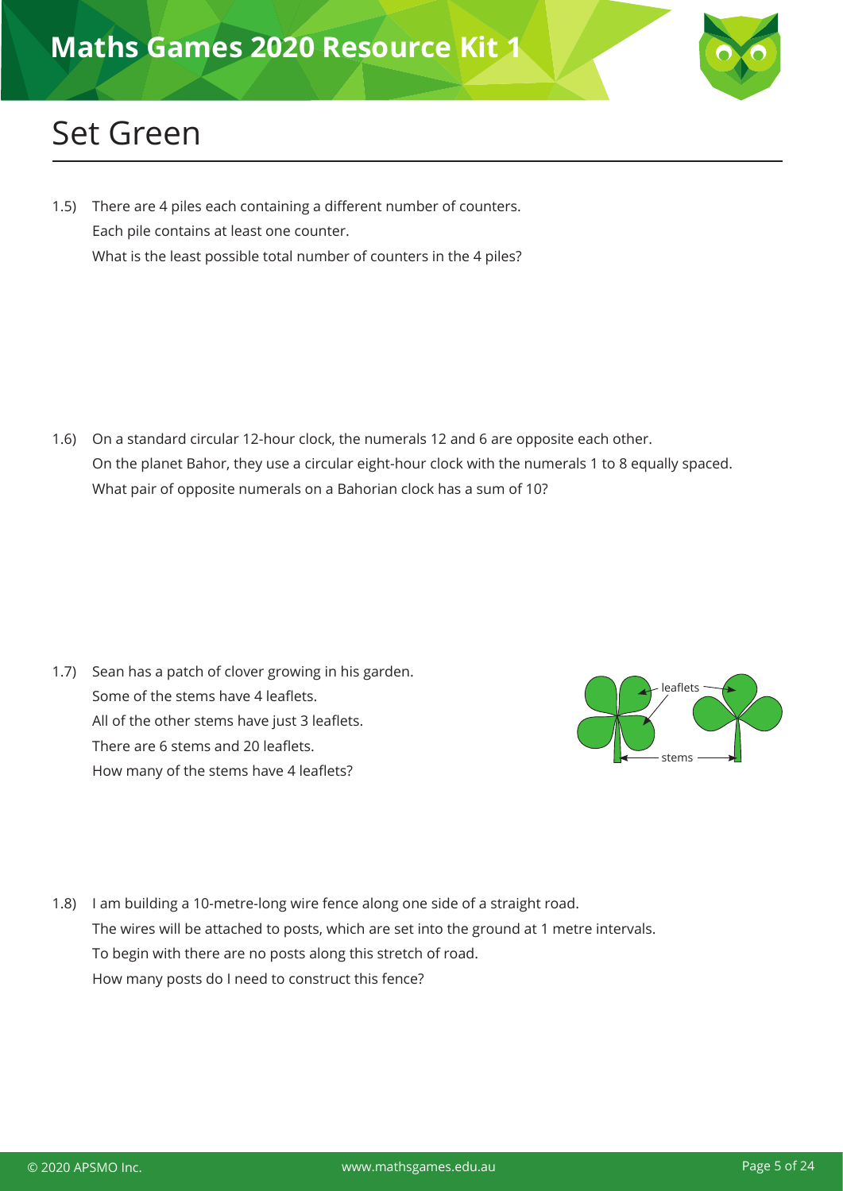# Maths Games 2020 Resource Kit 1

## Set Green

1.5) There are 4 piles each containing a different number of counters.
Each pile contains at least one counter.
What is the least possible total number of counters in the 4 piles?

1.6) On a standard circular 12-hour clock, the numerals 12 and 6 are opposite each other.
On the planet Bahor, they use a circular eight-hour clock with the numerals 1 to 8 equally spaced.
What pair of opposite numerals on a Bahorian clock has a sum of 10?

1.7) Sean has a patch of clover growing in his garden.
Some of the stems have 4 leaflets.
All of the other stems have just 3 leaflets.
There are 6 stems and 20 leaflets.
How many of the stems have 4 leaflets?

leaflets

stems

1.8) I am building a 10-metre-long wire fence along one side of a straight road.
The wires will be attached to posts, which are set into the ground at 1 metre intervals.
To begin with there are no posts along this stretch of road.
How many posts do I need to construct this fence?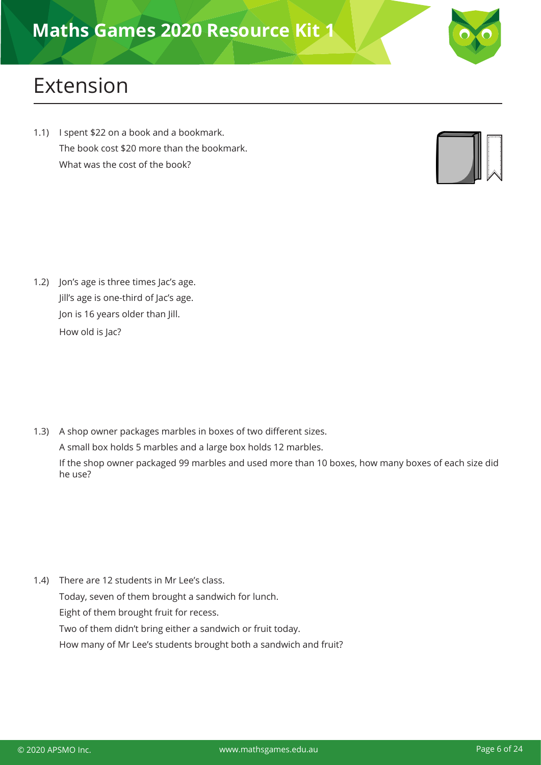# Extension

1.1) I spent $22 on a book and a bookmark.
The book cost $20 more than the bookmark.
What was the cost of the book?

1.2) Jon's age is three times Jac's age.
Jill's age is one-third of Jac's age.
Jon is 16 years older than Jill.
How old is Jac?

1.3) A shop owner packages marbles in boxes of two different sizes.
A small box holds 5 marbles and a large box holds 12 marbles.
If the shop owner packaged 99 marbles and used more than 10 boxes, how many boxes of each size did he use?

1.4) There are 12 students in Mr Lee's class.
Today, seven of them brought a sandwich for lunch.
Eight of them brought fruit for recess.
Two of them didn't bring either a sandwich or fruit today.
How many of Mr Lee's students brought both a sandwich and fruit?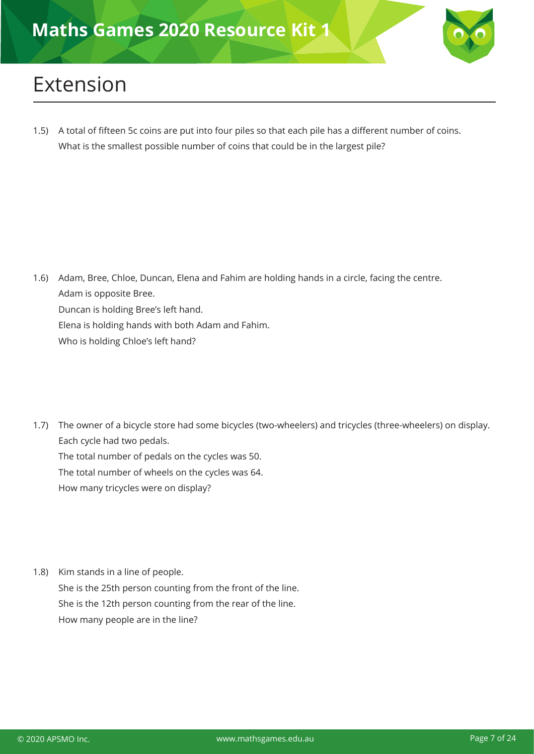# Extension

1.5) A total of fifteen 5c coins are put into four piles so that each pile has a different number of coins. What is the smallest possible number of coins that could be in the largest pile?

1.6) Adam, Bree, Chloe, Duncan, Elena and Fahim are holding hands in a circle, facing the centre.
Adam is opposite Bree.
Duncan is holding Bree's left hand.
Elena is holding hands with both Adam and Fahim.
Who is holding Chloe's left hand?

1.7) The owner of a bicycle store had some bicycles (two-wheelers) and tricycles (three-wheelers) on display.
Each cycle had two pedals.
The total number of pedals on the cycles was 50.
The total number of wheels on the cycles was 64.
How many tricycles were on display?

1.8) Kim stands in a line of people.
She is the 25th person counting from the front of the line.
She is the 12th person counting from the rear of the line.
How many people are in the line?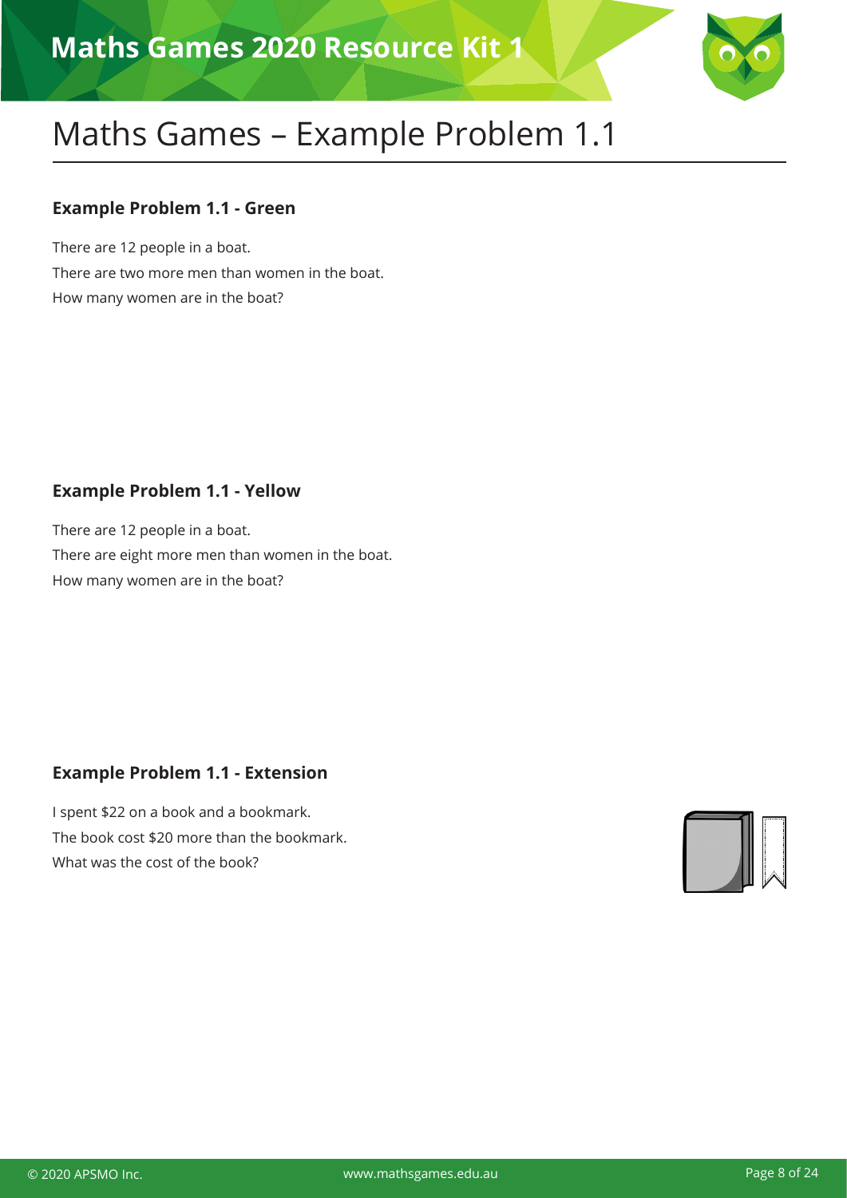# Maths Games – Example Problem 1.1

### Example Problem 1.1 - Green

There are 12 people in a boat.
There are two more men than women in the boat.
How many women are in the boat?

### Example Problem 1.1 - Yellow

There are 12 people in a boat.
There are eight more men than women in the boat.
How many women are in the boat?

### Example Problem 1.1 - Extension

I spent $22 on a book and a bookmark.
The book cost $20 more than the bookmark.
What was the cost of the book?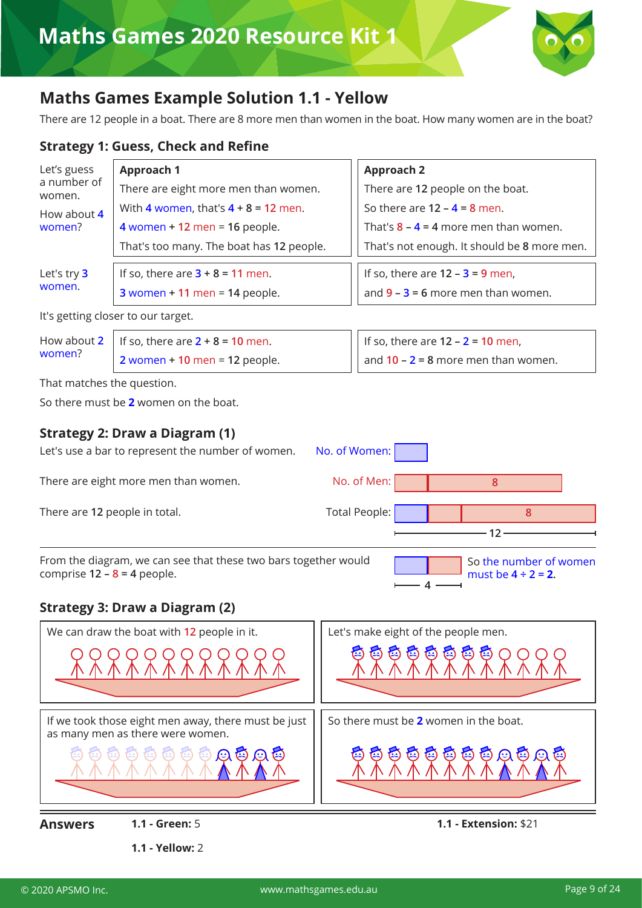## Maths Games Example Solution 1.1 - Yellow

There are 12 people in a boat. There are 8 more men than women in the boat. How many women are in the boat?

### Strategy 1: Guess, Check and Refine

| | Approach 1 | Approach 2 |
|---|---|---|
| Let's guess a number of women. How about 4 women? | There are eight more men than women. With 4 women, that's 4 + 8 = 12 men. 4 women + 12 men = 16 people. That's too many. The boat has 12 people. | There are 12 people on the boat. So there are 12 – 4 = 8 men. That's 8 – 4 = 4 more men than women. That's not enough. It should be 8 more men. |
| Let's try 3 women. | If so, there are 3 + 8 = 11 men. 3 women + 11 men = 14 people. | If so, there are 12 – 3 = 9 men, and 9 – 3 = 6 more men than women. |

It's getting closer to our target.

| | | |
|---|---|---|
| How about 2 women? | If so, there are 2 + 8 = 10 men. 2 women + 10 men = 12 people. | If so, there are 12 – 2 = 10 men, and 10 – 2 = 8 more men than women. |

That matches the question.

So there must be **2** women on the boat.

### Strategy 2: Draw a Diagram (1)

Let's use a bar to represent the number of women. — No. of Women: [ ]

There are eight more men than women. — No. of Men: [ ][ 8 ]

There are **12** people in total. — Total People: [ ][ ][ 8 ] (12)

From the diagram, we can see that these two bars together would comprise 12 – 8 = 4 people. — [ ][ ] (4)

So the number of women must be 4 ÷ 2 = **2**.

### Strategy 3: Draw a Diagram (2)

We can draw the boat with **12** people in it.

Let's make eight of the people men.

If we took those eight men away, there must be just as many men as there were women.

So there must be **2** women in the boat.

---

**Answers**

**1.1 - Green:** 5

**1.1 - Yellow:** 2

**1.1 - Extension:** $21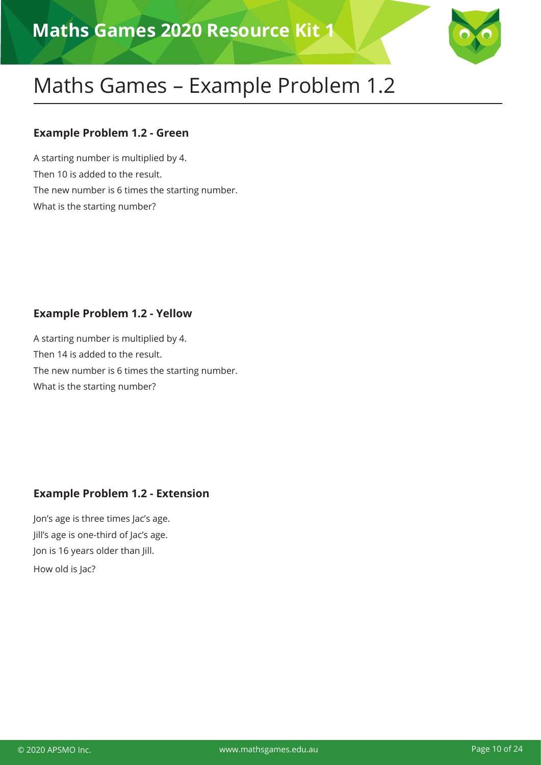# Maths Games – Example Problem 1.2

### Example Problem 1.2 - Green

A starting number is multiplied by 4.

Then 10 is added to the result.

The new number is 6 times the starting number.

What is the starting number?

### Example Problem 1.2 - Yellow

A starting number is multiplied by 4.

Then 14 is added to the result.

The new number is 6 times the starting number.

What is the starting number?

### Example Problem 1.2 - Extension

Jon's age is three times Jac's age.

Jill's age is one-third of Jac's age.

Jon is 16 years older than Jill.

How old is Jac?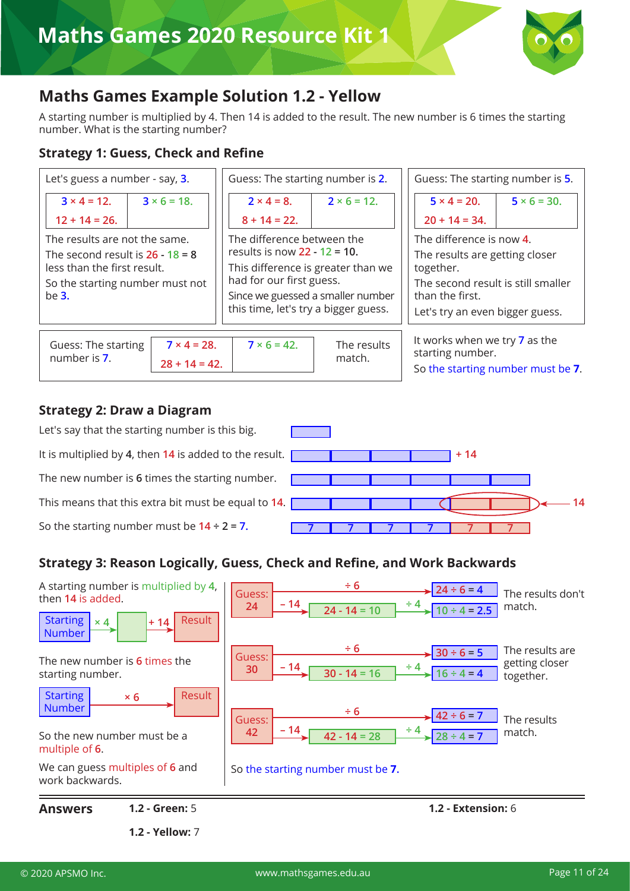## Maths Games Example Solution 1.2 - Yellow

A starting number is multiplied by 4. Then 14 is added to the result. The new number is 6 times the starting number. What is the starting number?

### Strategy 1: Guess, Check and Refine

Let's guess a number - say, 3.

| | |
|---|---|
| 3 × 4 = 12. | 3 × 6 = 18. |
| 12 + 14 = 26. | |

The results are not the same.

The second result is 26 - 18 = 8 less than the first result.

So the starting number must not be 3.

Guess: The starting number is 2.

| | |
|---|---|
| 2 × 4 = 8. | 2 × 6 = 12. |
| 8 + 14 = 22. | |

The difference between the results is now 22 - 12 = 10.

This difference is greater than we had for our first guess.

Since we guessed a smaller number this time, let's try a bigger guess.

Guess: The starting number is 5.

| | |
|---|---|
| 5 × 4 = 20. | 5 × 6 = 30. |
| 20 + 14 = 34. | |

The difference is now 4.

The results are getting closer together.

The second result is still smaller than the first.

Let's try an even bigger guess.

Guess: The starting number is 7.

| | |
|---|---|
| 7 × 4 = 28. | 7 × 6 = 42. |
| 28 + 14 = 42. | |

The results match.

It works when we try 7 as the starting number.

So the starting number must be **7**.

### Strategy 2: Draw a Diagram

Let's say that the starting number is this big.

It is multiplied by 4, then 14 is added to the result. (4 bars + 14)

The new number is 6 times the starting number. (6 bars)

This means that this extra bit must be equal to 14. (the extra 2 bars = 14)

So the starting number must be 14 ÷ 2 = 7. (7 | 7 | 7 | 7 | 7 | 7)

### Strategy 3: Reason Logically, Guess, Check and Refine, and Work Backwards

A starting number is multiplied by 4, then 14 is added.

Starting Number → × 4 → + 14 → Result

The new number is 6 times the starting number.

Starting Number → × 6 → Result

So the new number must be a multiple of 6.

We can guess multiples of 6 and work backwards.

| Guess | ÷ 6 | − 14, then ÷ 4 | |
|---|---|---|---|
| 24 | 24 ÷ 6 = 4 | 24 - 14 = 10; 10 ÷ 4 = 2.5 | The results don't match. |
| 30 | 30 ÷ 6 = 5 | 30 - 14 = 16; 16 ÷ 4 = 4 | The results are getting closer together. |
| 42 | 42 ÷ 6 = 7 | 42 - 14 = 28; 28 ÷ 4 = 7 | The results match. |

So the starting number must be **7**.

---

**Answers**

**1.2 - Green:** 5

**1.2 - Yellow:** 7

**1.2 - Extension:** 6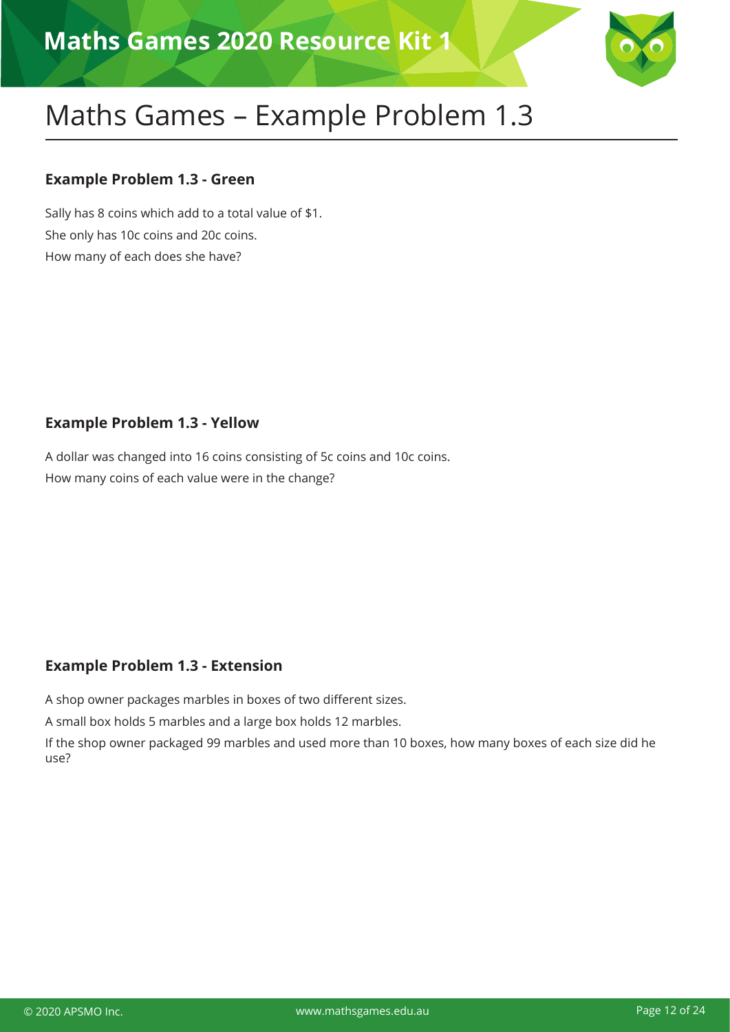# Maths Games – Example Problem 1.3

### Example Problem 1.3 - Green

Sally has 8 coins which add to a total value of $1.

She only has 10c coins and 20c coins.

How many of each does she have?

### Example Problem 1.3 - Yellow

A dollar was changed into 16 coins consisting of 5c coins and 10c coins.

How many coins of each value were in the change?

### Example Problem 1.3 - Extension

A shop owner packages marbles in boxes of two different sizes.

A small box holds 5 marbles and a large box holds 12 marbles.

If the shop owner packaged 99 marbles and used more than 10 boxes, how many boxes of each size did he use?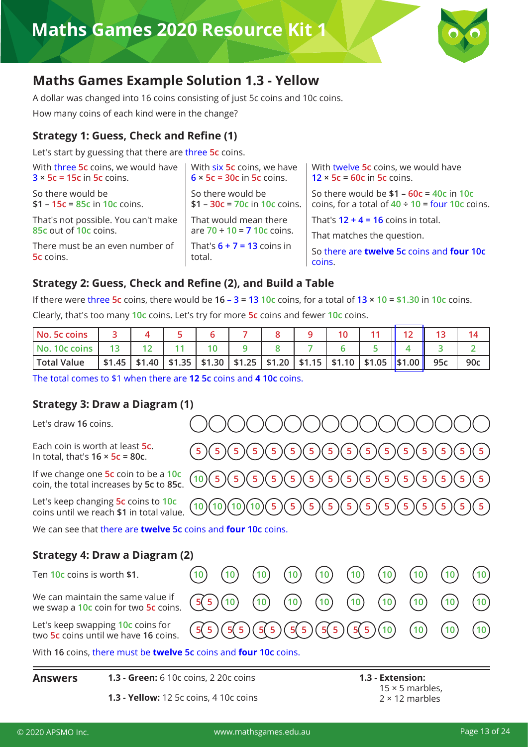## Maths Games Example Solution 1.3 - Yellow

A dollar was changed into 16 coins consisting of just 5c coins and 10c coins.

How many coins of each kind were in the change?

### Strategy 1: Guess, Check and Refine (1)

Let's start by guessing that there are three 5c coins.

With three 5c coins, we would have 3 × 5c = 15c in 5c coins.

So there would be $1 – 15c = 85c in 10c coins.

That's not possible. You can't make 85c out of 10c coins.

There must be an even number of 5c coins.

With six 5c coins, we have 6 × 5c = 30c in 5c coins.

So there would be $1 – 30c = 70c in 10c coins.

That would mean there are 70 ÷ 10 = 7 10c coins.

That's 6 + 7 = 13 coins in total.

With twelve 5c coins, we would have 12 × 5c = 60c in 5c coins.

So there would be $1 – 60c = 40c in 10c coins, for a total of 40 ÷ 10 = four 10c coins.

That's 12 + 4 = 16 coins in total.

That matches the question.

So there are **twelve** 5c coins and **four** 10c coins.

### Strategy 2: Guess, Check and Refine (2), and Build a Table

If there were three 5c coins, there would be 16 – 3 = 13 10c coins, for a total of 13 × 10 = $1.30 in 10c coins.

Clearly, that's too many 10c coins. Let's try for more 5c coins and fewer 10c coins.

| No. 5c coins | 3 | 4 | 5 | 6 | 7 | 8 | 9 | 10 | 11 | 12 | 13 | 14 |
|---|---|---|---|---|---|---|---|---|---|---|---|---|
| No. 10c coins | 13 | 12 | 11 | 10 | 9 | 8 | 7 | 6 | 5 | 4 | 3 | 2 |
| Total Value | $1.45 | $1.40 | $1.35 | $1.30 | $1.25 | $1.20 | $1.15 | $1.10 | $1.05 | $1.00 | 95c | 90c |

The total comes to $1 when there are **12** 5c coins and **4** 10c coins.

### Strategy 3: Draw a Diagram (1)

Let's draw **16** coins.

Each coin is worth at least 5c.
In total, that's 16 × 5c = 80c.

If we change one 5c coin to be a 10c coin, the total increases by 5c to 85c.

Let's keep changing 5c coins to 10c coins until we reach **$1** in total value.

We can see that there are **twelve** 5c coins and **four** 10c coins.

### Strategy 4: Draw a Diagram (2)

Ten 10c coins is worth **$1**.

We can maintain the same value if we swap a 10c coin for two 5c coins.

Let's keep swapping 10c coins for two 5c coins until we have **16** coins.

With **16** coins, there must be **twelve** 5c coins and **four** 10c coins.

---

**Answers**

**1.3 - Green:** 6 10c coins, 2 20c coins

**1.3 - Yellow:** 12 5c coins, 4 10c coins

**1.3 - Extension:**
15 × 5 marbles,
2 × 12 marbles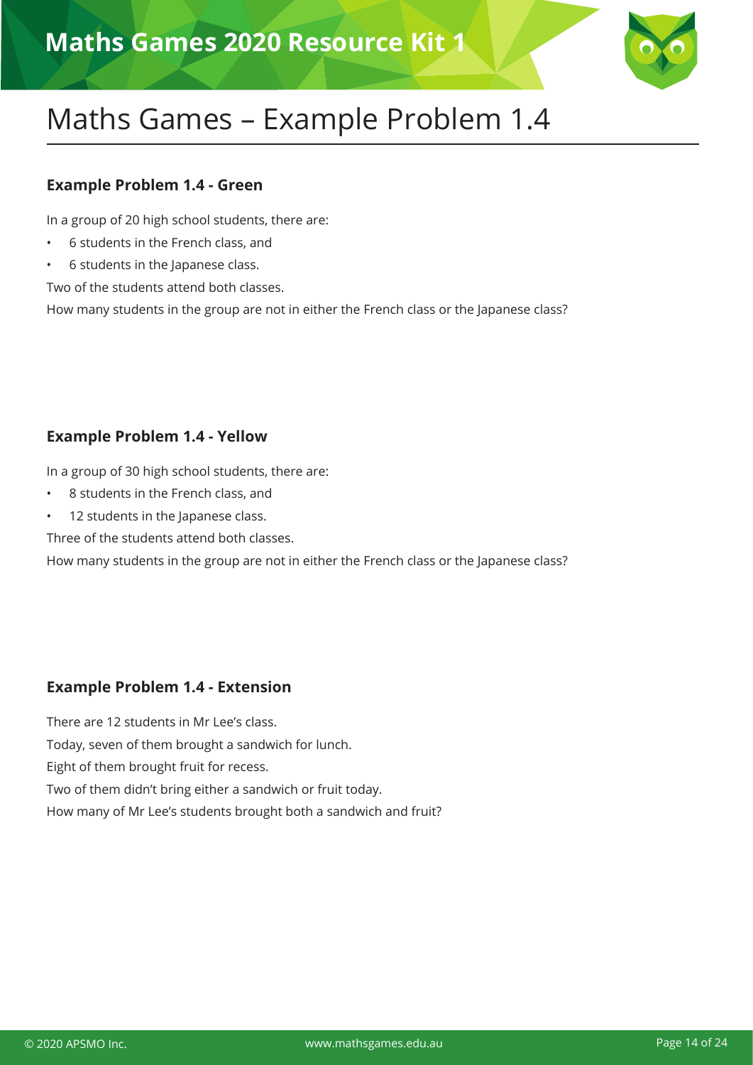# Maths Games – Example Problem 1.4

### Example Problem 1.4 - Green

In a group of 20 high school students, there are:

- 6 students in the French class, and
- 6 students in the Japanese class.

Two of the students attend both classes.

How many students in the group are not in either the French class or the Japanese class?

### Example Problem 1.4 - Yellow

In a group of 30 high school students, there are:

- 8 students in the French class, and
- 12 students in the Japanese class.

Three of the students attend both classes.

How many students in the group are not in either the French class or the Japanese class?

### Example Problem 1.4 - Extension

There are 12 students in Mr Lee's class.

Today, seven of them brought a sandwich for lunch.

Eight of them brought fruit for recess.

Two of them didn't bring either a sandwich or fruit today.

How many of Mr Lee's students brought both a sandwich and fruit?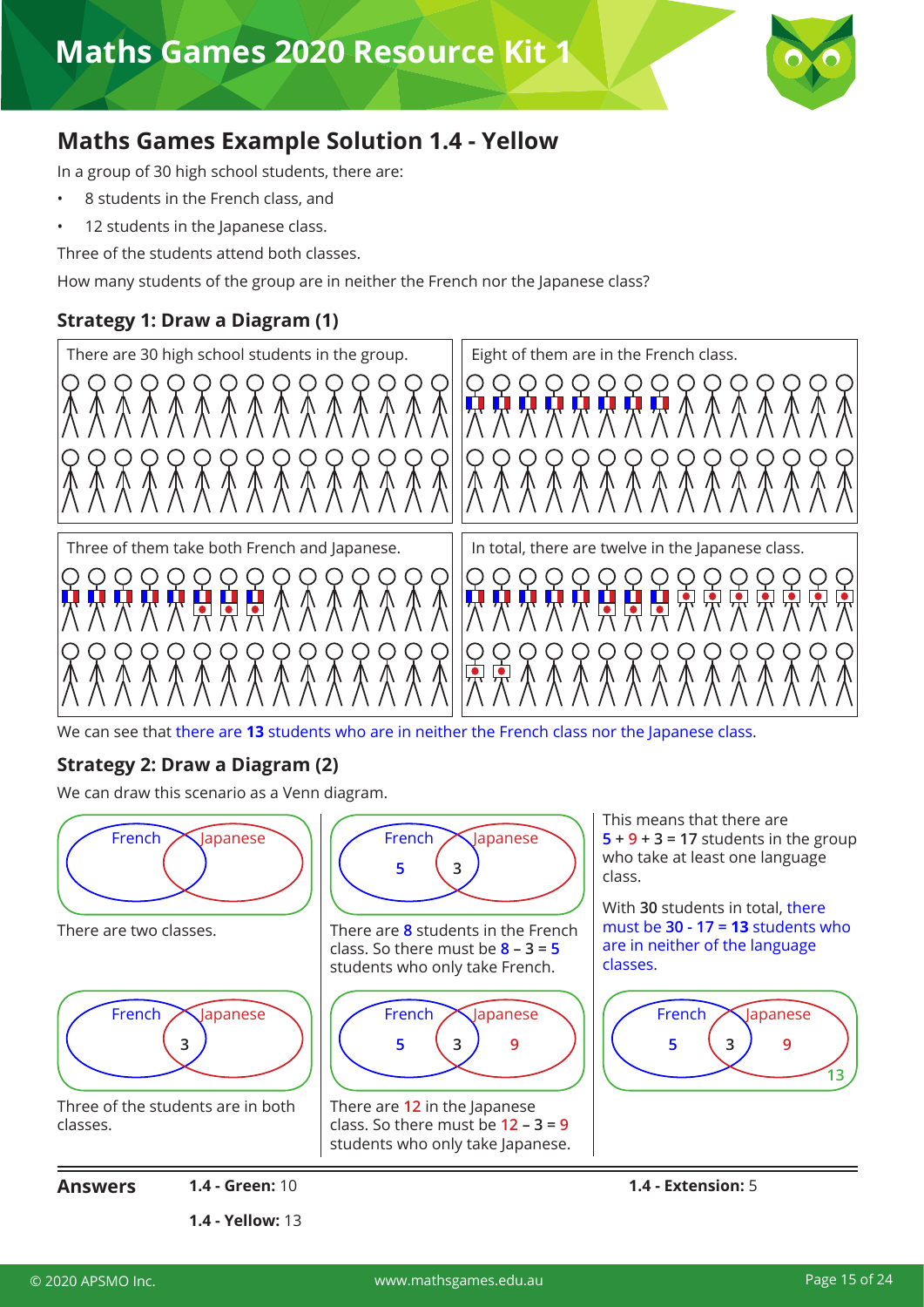# Maths Games 2020 Resource Kit 1

## Maths Games Example Solution 1.4 - Yellow

In a group of 30 high school students, there are:

- 8 students in the French class, and
- 12 students in the Japanese class.

Three of the students attend both classes.

How many students of the group are in neither the French nor the Japanese class?

### Strategy 1: Draw a Diagram (1)

There are 30 high school students in the group.

Eight of them are in the French class.

Three of them take both French and Japanese.

In total, there are twelve in the Japanese class.

We can see that there are **13** students who are in neither the French class nor the Japanese class.

### Strategy 2: Draw a Diagram (2)

We can draw this scenario as a Venn diagram.

There are two classes.

Three of the students are in both classes.

There are 8 students in the French class. So there must be $8 - 3 = 5$ students who only take French.

There are 12 in the Japanese class. So there must be $12 - 3 = 9$ students who only take Japanese.

This means that there are $5 + 9 + 3 = \mathbf{17}$ students in the group who take at least one language class.

With **30** students in total, there must be $30 - 17 = \mathbf{13}$ students who are in neither of the language classes.

**Answers**

**1.4 - Green:** 10

**1.4 - Yellow:** 13

**1.4 - Extension:** 5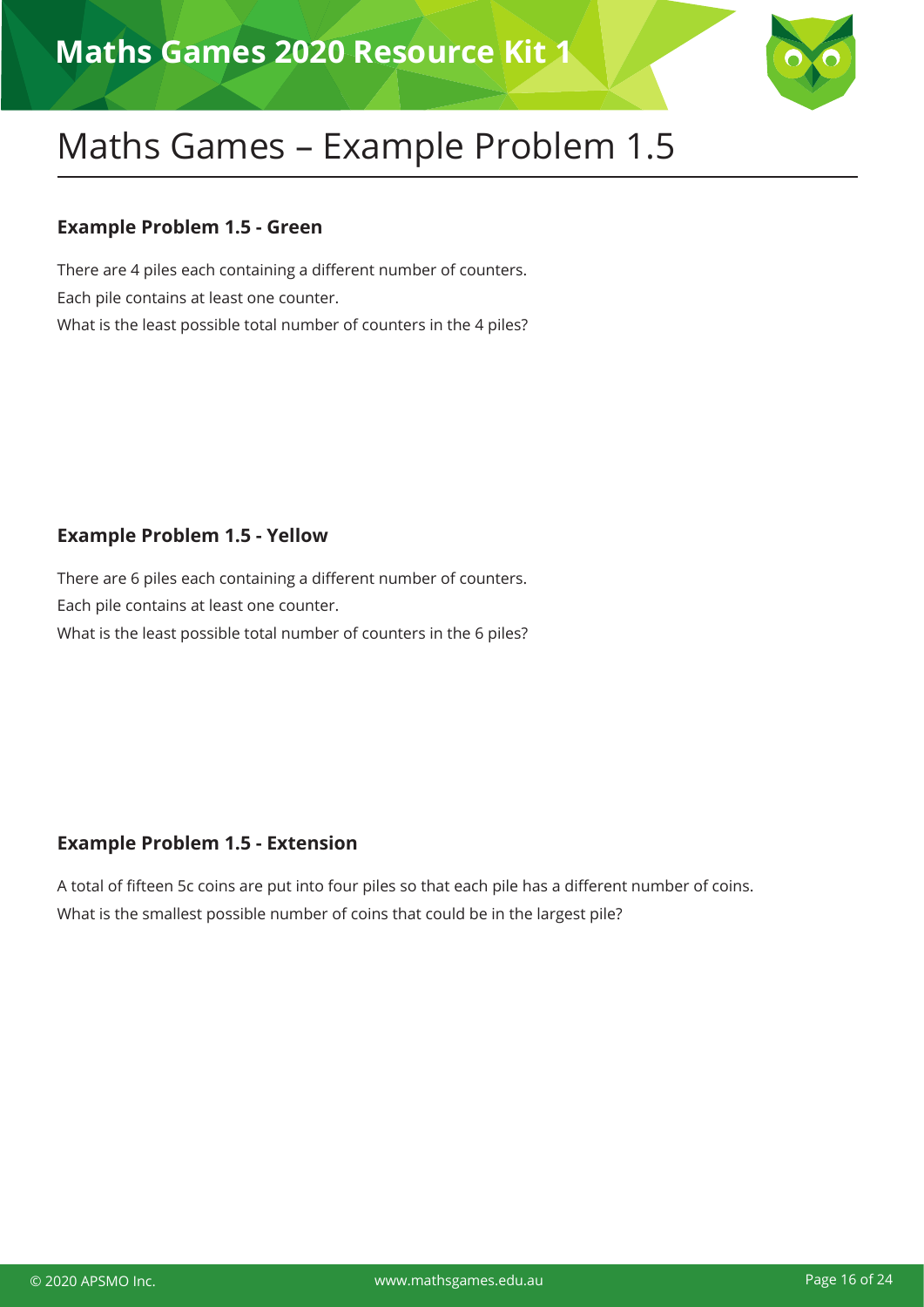# Maths Games – Example Problem 1.5

### Example Problem 1.5 - Green

There are 4 piles each containing a different number of counters.
Each pile contains at least one counter.
What is the least possible total number of counters in the 4 piles?

### Example Problem 1.5 - Yellow

There are 6 piles each containing a different number of counters.
Each pile contains at least one counter.
What is the least possible total number of counters in the 6 piles?

### Example Problem 1.5 - Extension

A total of fifteen 5c coins are put into four piles so that each pile has a different number of coins.
What is the smallest possible number of coins that could be in the largest pile?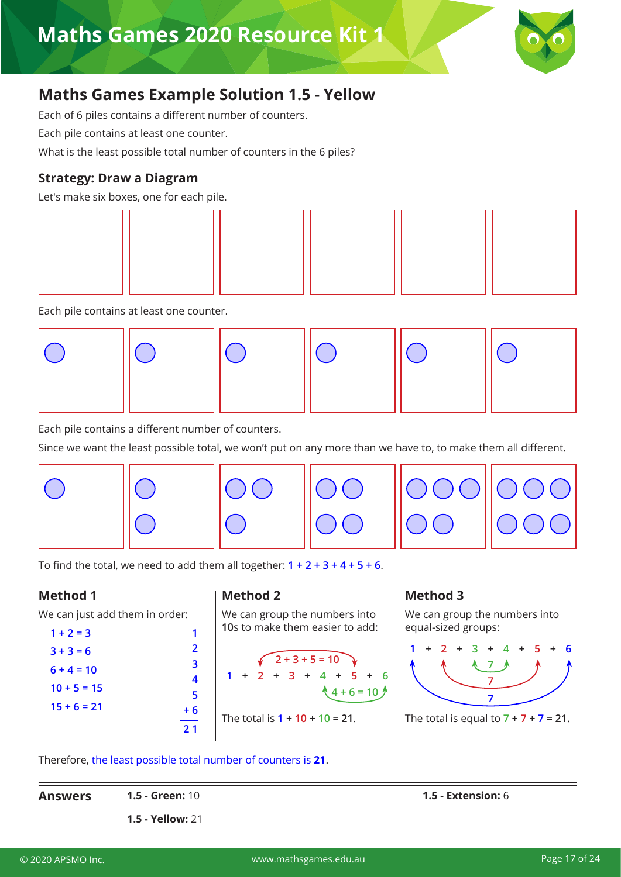# Maths Games 2020 Resource Kit 1

## Maths Games Example Solution 1.5 - Yellow

Each of 6 piles contains a different number of counters.

Each pile contains at least one counter.

What is the least possible total number of counters in the 6 piles?

### Strategy: Draw a Diagram

Let's make six boxes, one for each pile.

Each pile contains at least one counter.

Each pile contains a different number of counters.

Since we want the least possible total, we won't put on any more than we have to, to make them all different.

To find the total, we need to add them all together: $1 + 2 + 3 + 4 + 5 + 6$.

### Method 1

We can just add them in order:

$1 + 2 = 3$

$3 + 3 = 6$

$6 + 4 = 10$

$10 + 5 = 15$

$15 + 6 = 21$

$$\begin{array}{r} 1 \\ 2 \\ 3 \\ 4 \\ 5 \\ +\,6 \\ \hline 21 \end{array}$$

### Method 2

We can group the numbers into **10**s to make them easier to add:

$1 + 2 + 3 + 4 + 5 + 6$

$2 + 3 + 5 = 10$

$4 + 6 = 10$

The total is $1 + 10 + 10 = 21$.

### Method 3

We can group the numbers into equal-sized groups:

$1 + 2 + 3 + 4 + 5 + 6$

$3 + 4 = 7$, $2 + 5 = 7$, $1 + 6 = 7$

The total is equal to $7 + 7 + 7 = 21$.

Therefore, the least possible total number of counters is **21**.

---

**Answers**

**1.5 - Green:** 10

**1.5 - Yellow:** 21

**1.5 - Extension:** 6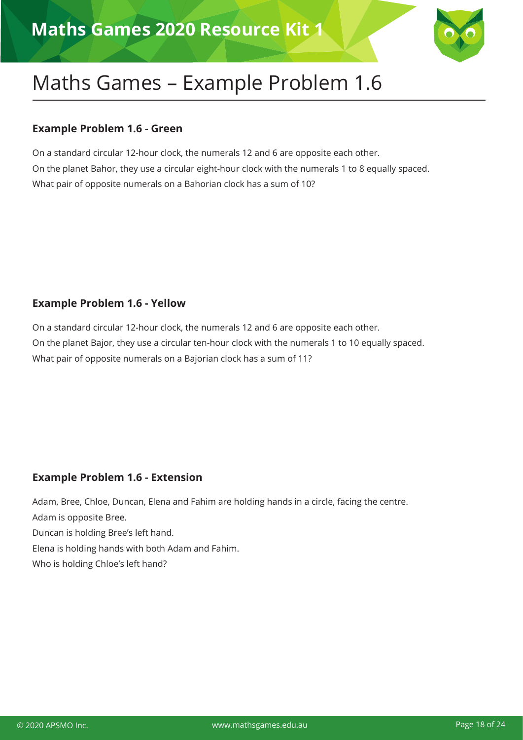# Maths Games – Example Problem 1.6

### Example Problem 1.6 - Green

On a standard circular 12-hour clock, the numerals 12 and 6 are opposite each other.
On the planet Bahor, they use a circular eight-hour clock with the numerals 1 to 8 equally spaced.
What pair of opposite numerals on a Bahorian clock has a sum of 10?

### Example Problem 1.6 - Yellow

On a standard circular 12-hour clock, the numerals 12 and 6 are opposite each other.
On the planet Bajor, they use a circular ten-hour clock with the numerals 1 to 10 equally spaced.
What pair of opposite numerals on a Bajorian clock has a sum of 11?

### Example Problem 1.6 - Extension

Adam, Bree, Chloe, Duncan, Elena and Fahim are holding hands in a circle, facing the centre.
Adam is opposite Bree.
Duncan is holding Bree's left hand.
Elena is holding hands with both Adam and Fahim.
Who is holding Chloe's left hand?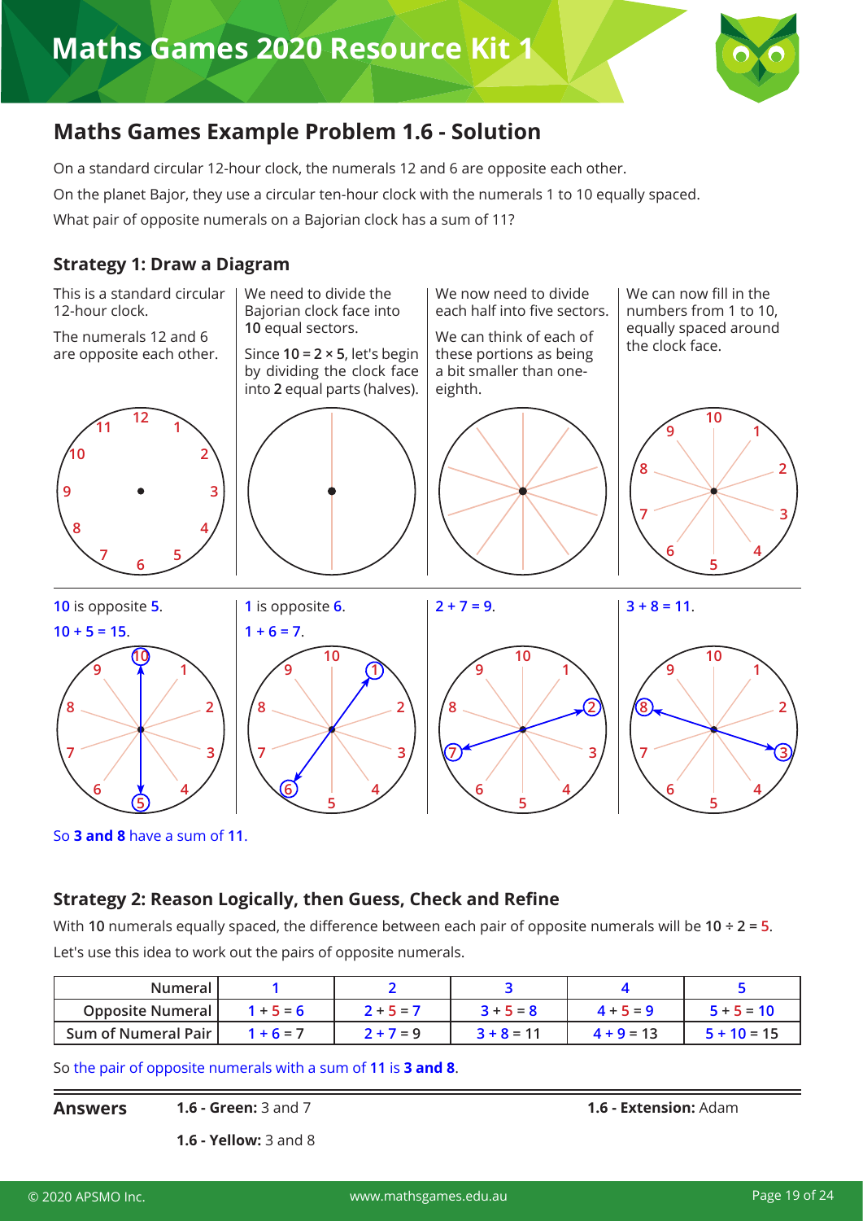## Maths Games Example Problem 1.6 - Solution

On a standard circular 12-hour clock, the numerals 12 and 6 are opposite each other.

On the planet Bajor, they use a circular ten-hour clock with the numerals 1 to 10 equally spaced.

What pair of opposite numerals on a Bajorian clock has a sum of 11?

### Strategy 1: Draw a Diagram

This is a standard circular 12-hour clock.

The numerals 12 and 6 are opposite each other.

We need to divide the Bajorian clock face into **10** equal sectors.

Since **10 = 2 × 5**, let's begin by dividing the clock face into **2** equal parts (halves).

We now need to divide each half into five sectors.

We can think of each of these portions as being a bit smaller than one-eighth.

We can now fill in the numbers from 1 to 10, equally spaced around the clock face.

**10** is opposite **5**.
**10** + **5** = **15**.

**1** is opposite **6**.
**1** + **6** = **7**.

**2** + **7** = **9**.

**3** + **8** = **11**.

So **3 and 8** have a sum of **11**.

### Strategy 2: Reason Logically, then Guess, Check and Refine

With **10** numerals equally spaced, the difference between each pair of opposite numerals will be **10** ÷ **2** = **5**.

Let's use this idea to work out the pairs of opposite numerals.

| Numeral | 1 | 2 | 3 | 4 | 5 |
|---|---|---|---|---|---|
| Opposite Numeral | 1 + 5 = 6 | 2 + 5 = 7 | 3 + 5 = 8 | 4 + 5 = 9 | 5 + 5 = 10 |
| Sum of Numeral Pair | 1 + 6 = 7 | 2 + 7 = 9 | 3 + 8 = 11 | 4 + 9 = 13 | 5 + 10 = 15 |

So the pair of opposite numerals with a sum of **11** is **3 and 8**.

**Answers**

**1.6 - Green:** 3 and 7

**1.6 - Yellow:** 3 and 8

**1.6 - Extension:** Adam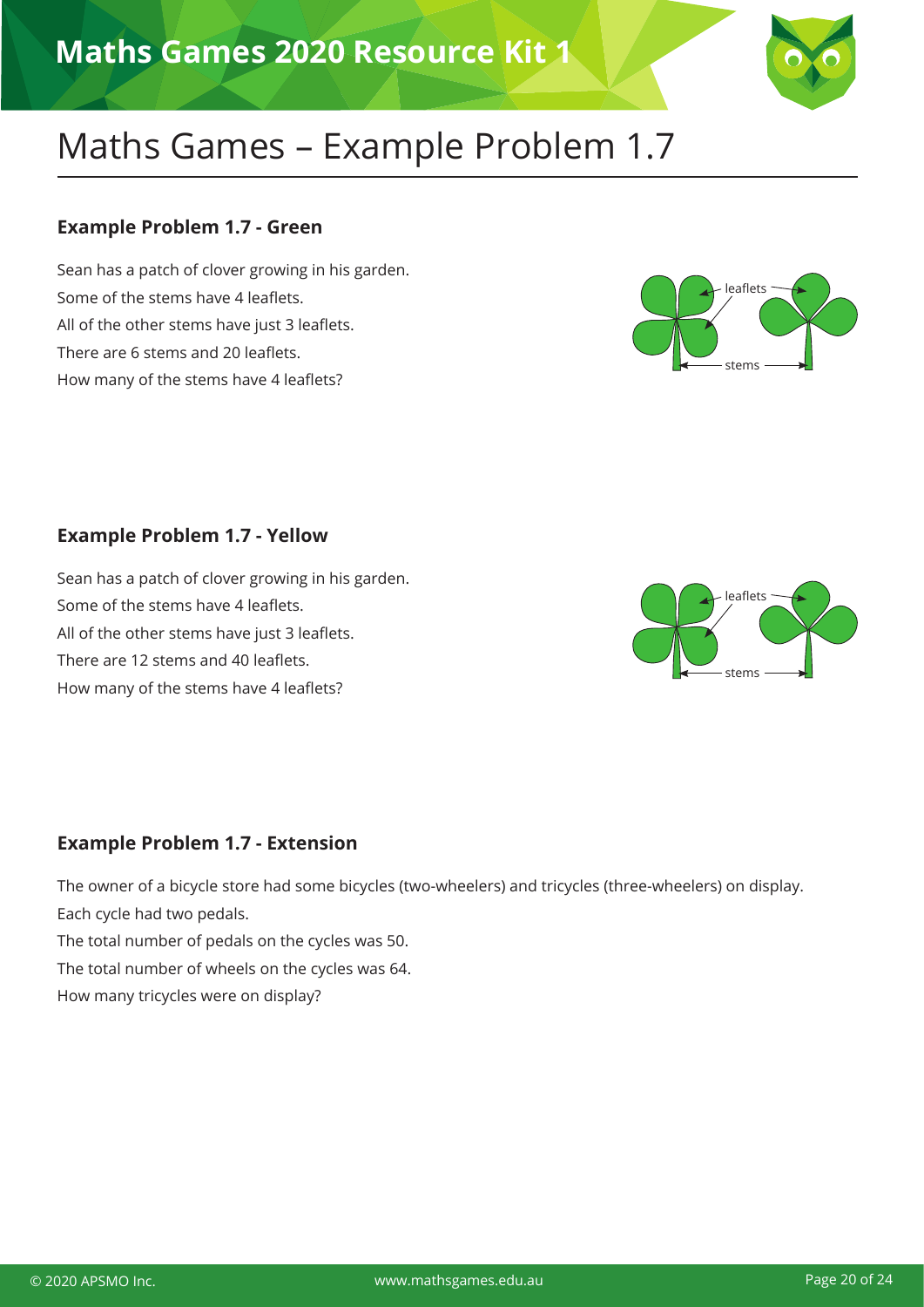# Maths Games – Example Problem 1.7

### Example Problem 1.7 - Green

Sean has a patch of clover growing in his garden.
Some of the stems have 4 leaflets.
All of the other stems have just 3 leaflets.
There are 6 stems and 20 leaflets.
How many of the stems have 4 leaflets?

### Example Problem 1.7 - Yellow

Sean has a patch of clover growing in his garden.
Some of the stems have 4 leaflets.
All of the other stems have just 3 leaflets.
There are 12 stems and 40 leaflets.
How many of the stems have 4 leaflets?

### Example Problem 1.7 - Extension

The owner of a bicycle store had some bicycles (two-wheelers) and tricycles (three-wheelers) on display.
Each cycle had two pedals.
The total number of pedals on the cycles was 50.
The total number of wheels on the cycles was 64.
How many tricycles were on display?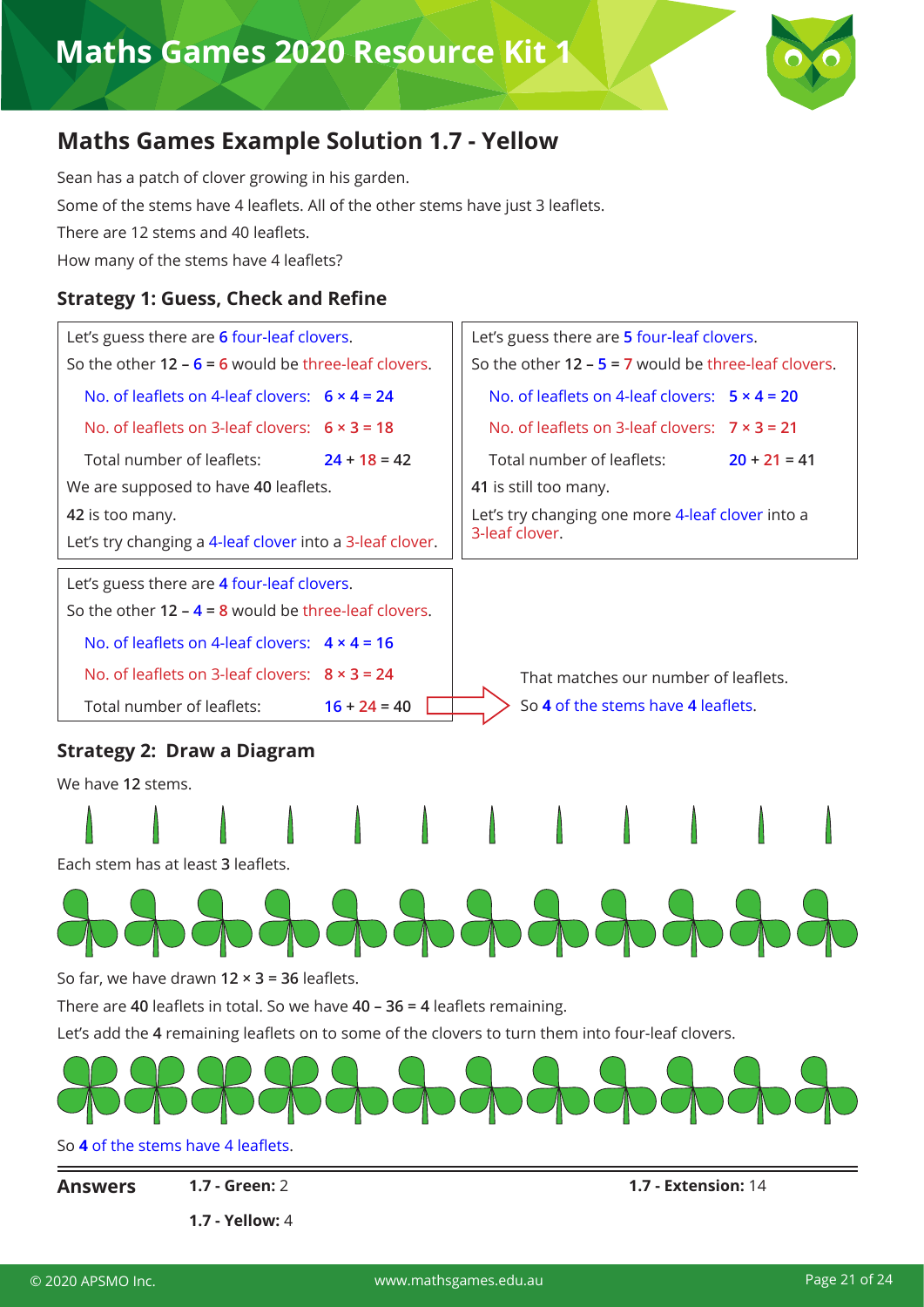# Maths Games Example Solution 1.7 - Yellow

Sean has a patch of clover growing in his garden.

Some of the stems have 4 leaflets. All of the other stems have just 3 leaflets.

There are 12 stems and 40 leaflets.

How many of the stems have 4 leaflets?

### Strategy 1: Guess, Check and Refine

Let's guess there are **6** four-leaf clovers.

So the other **12** – **6** = **6** would be three-leaf clovers.

No. of leaflets on 4-leaf clovers: **6 × 4 = 24**

No. of leaflets on 3-leaf clovers: **6 × 3 = 18**

Total number of leaflets: **24** + **18** = **42**

We are supposed to have **40** leaflets.

**42** is too many.

Let's try changing a 4-leaf clover into a 3-leaf clover.

Let's guess there are **5** four-leaf clovers.

So the other **12** – **5** = **7** would be three-leaf clovers.

No. of leaflets on 4-leaf clovers: **5 × 4 = 20**

No. of leaflets on 3-leaf clovers: **7 × 3 = 21**

Total number of leaflets: **20** + **21** = **41**

**41** is still too many.

Let's try changing one more 4-leaf clover into a 3-leaf clover.

Let's guess there are **4** four-leaf clovers.

So the other **12** – **4** = **8** would be three-leaf clovers.

No. of leaflets on 4-leaf clovers: **4 × 4 = 16**

No. of leaflets on 3-leaf clovers: **8 × 3 = 24**

Total number of leaflets: **16** + **24** = **40**

That matches our number of leaflets.

So **4** of the stems have **4** leaflets.

### Strategy 2: Draw a Diagram

We have **12** stems.

Each stem has at least **3** leaflets.

So far, we have drawn **12** × **3** = **36** leaflets.

There are **40** leaflets in total. So we have **40** – **36** = **4** leaflets remaining.

Let's add the **4** remaining leaflets on to some of the clovers to turn them into four-leaf clovers.

So **4** of the stems have 4 leaflets.

**Answers**

**1.7 - Green:** 2

**1.7 - Yellow:** 4

**1.7 - Extension:** 14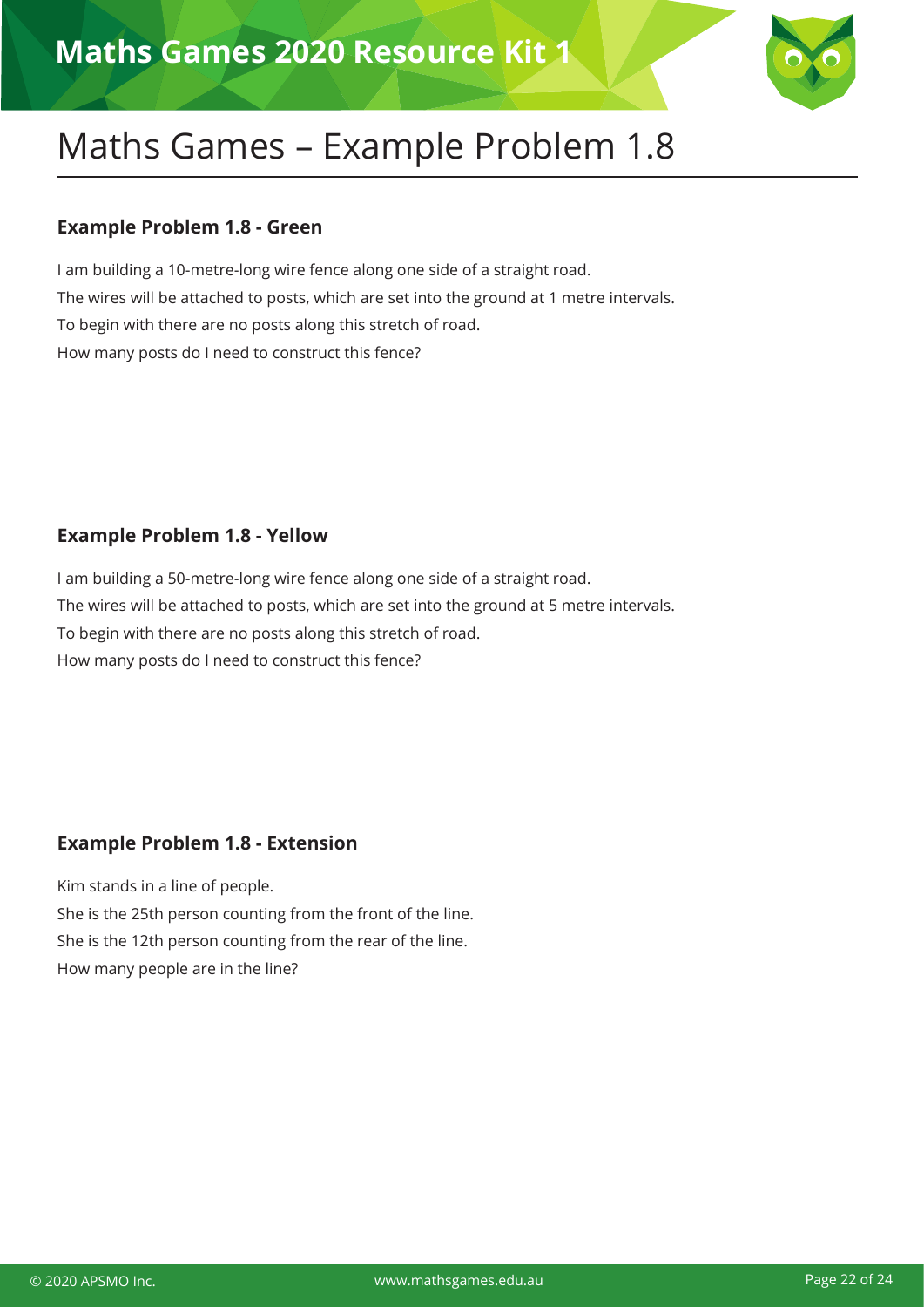# Maths Games – Example Problem 1.8

### Example Problem 1.8 - Green

I am building a 10-metre-long wire fence along one side of a straight road.
The wires will be attached to posts, which are set into the ground at 1 metre intervals.
To begin with there are no posts along this stretch of road.
How many posts do I need to construct this fence?

### Example Problem 1.8 - Yellow

I am building a 50-metre-long wire fence along one side of a straight road.
The wires will be attached to posts, which are set into the ground at 5 metre intervals.
To begin with there are no posts along this stretch of road.
How many posts do I need to construct this fence?

### Example Problem 1.8 - Extension

Kim stands in a line of people.
She is the 25th person counting from the front of the line.
She is the 12th person counting from the rear of the line.
How many people are in the line?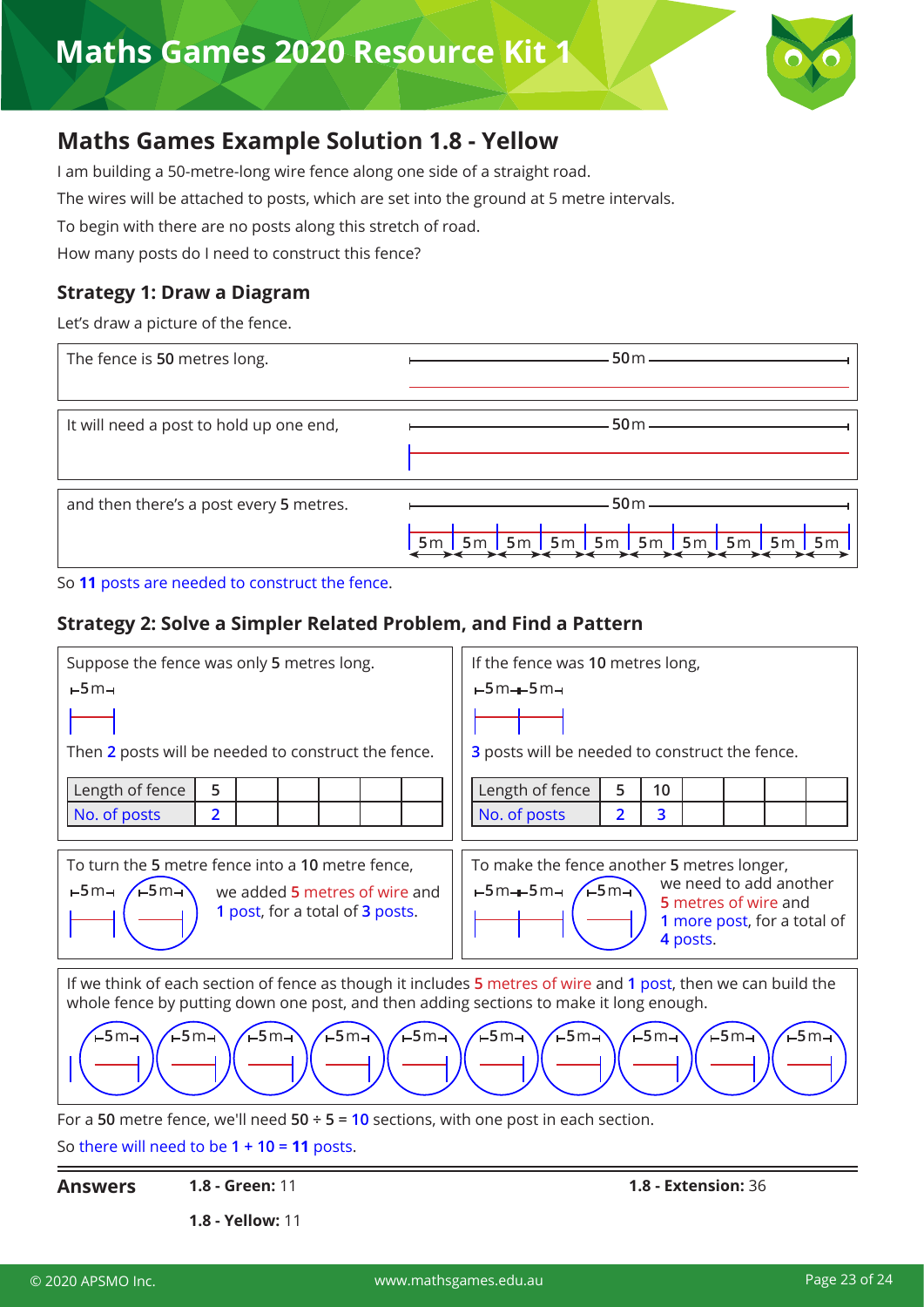## Maths Games Example Solution 1.8 - Yellow

I am building a 50-metre-long wire fence along one side of a straight road.

The wires will be attached to posts, which are set into the ground at 5 metre intervals.

To begin with there are no posts along this stretch of road.

How many posts do I need to construct this fence?

### Strategy 1: Draw a Diagram

Let's draw a picture of the fence.

The fence is **50** metres long.

It will need a post to hold up one end,

and then there's a post every **5** metres.

So **11** posts are needed to construct the fence.

### Strategy 2: Solve a Simpler Related Problem, and Find a Pattern

Suppose the fence was only **5** metres long.

Then **2** posts will be needed to construct the fence.

| Length of fence | 5 | | | | | |
|---|---|---|---|---|---|---|
| No. of posts | 2 | | | | | |

If the fence was **10** metres long,

**3** posts will be needed to construct the fence.

| Length of fence | 5 | 10 | | | | |
|---|---|---|---|---|---|---|
| No. of posts | 2 | 3 | | | | |

To turn the **5** metre fence into a **10** metre fence, we added **5** metres of wire and **1** post, for a total of **3** posts.

To make the fence another **5** metres longer, we need to add another **5** metres of wire and **1** more post, for a total of **4** posts.

If we think of each section of fence as though it includes **5** metres of wire and **1** post, then we can build the whole fence by putting down one post, and then adding sections to make it long enough.

For a **50** metre fence, we'll need **50** ÷ **5** = **10** sections, with one post in each section.

So there will need to be **1** + **10** = **11** posts.

---

**Answers**

**1.8 - Green:** 11

**1.8 - Yellow:** 11

**1.8 - Extension:** 36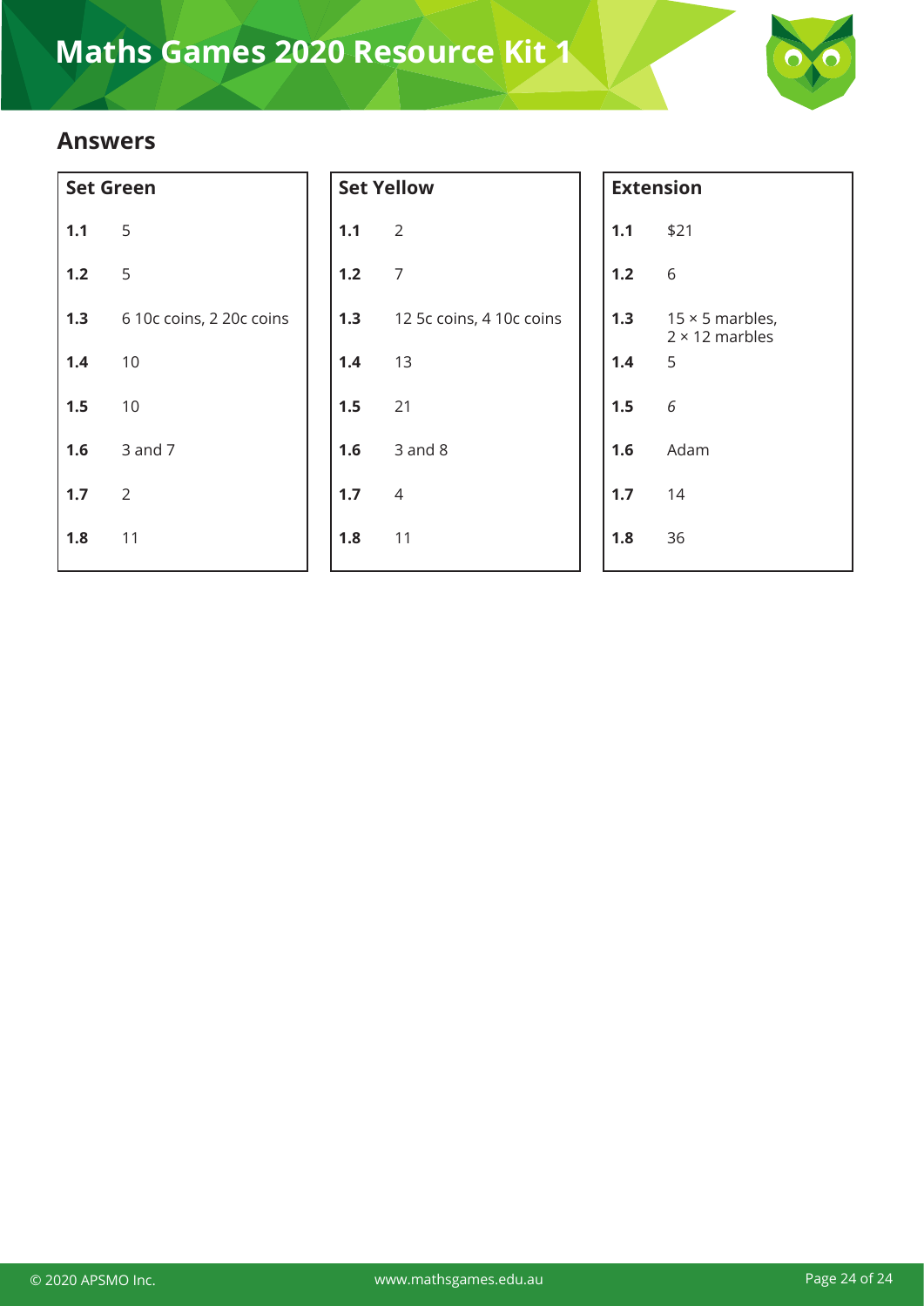## Answers

| Set Green | |
|---|---|
| **1.1** | 5 |
| **1.2** | 5 |
| **1.3** | 6 10c coins, 2 20c coins |
| **1.4** | 10 |
| **1.5** | 10 |
| **1.6** | 3 and 7 |
| **1.7** | 2 |
| **1.8** | 11 |

| Set Yellow | |
|---|---|
| **1.1** | 2 |
| **1.2** | 7 |
| **1.3** | 12 5c coins, 4 10c coins |
| **1.4** | 13 |
| **1.5** | 21 |
| **1.6** | 3 and 8 |
| **1.7** | 4 |
| **1.8** | 11 |

| Extension | |
|---|---|
| **1.1** | $21 |
| **1.2** | 6 |
| **1.3** | 15 × 5 marbles, 2 × 12 marbles |
| **1.4** | 5 |
| **1.5** | *6* |
| **1.6** | Adam |
| **1.7** | 14 |
| **1.8** | 36 |